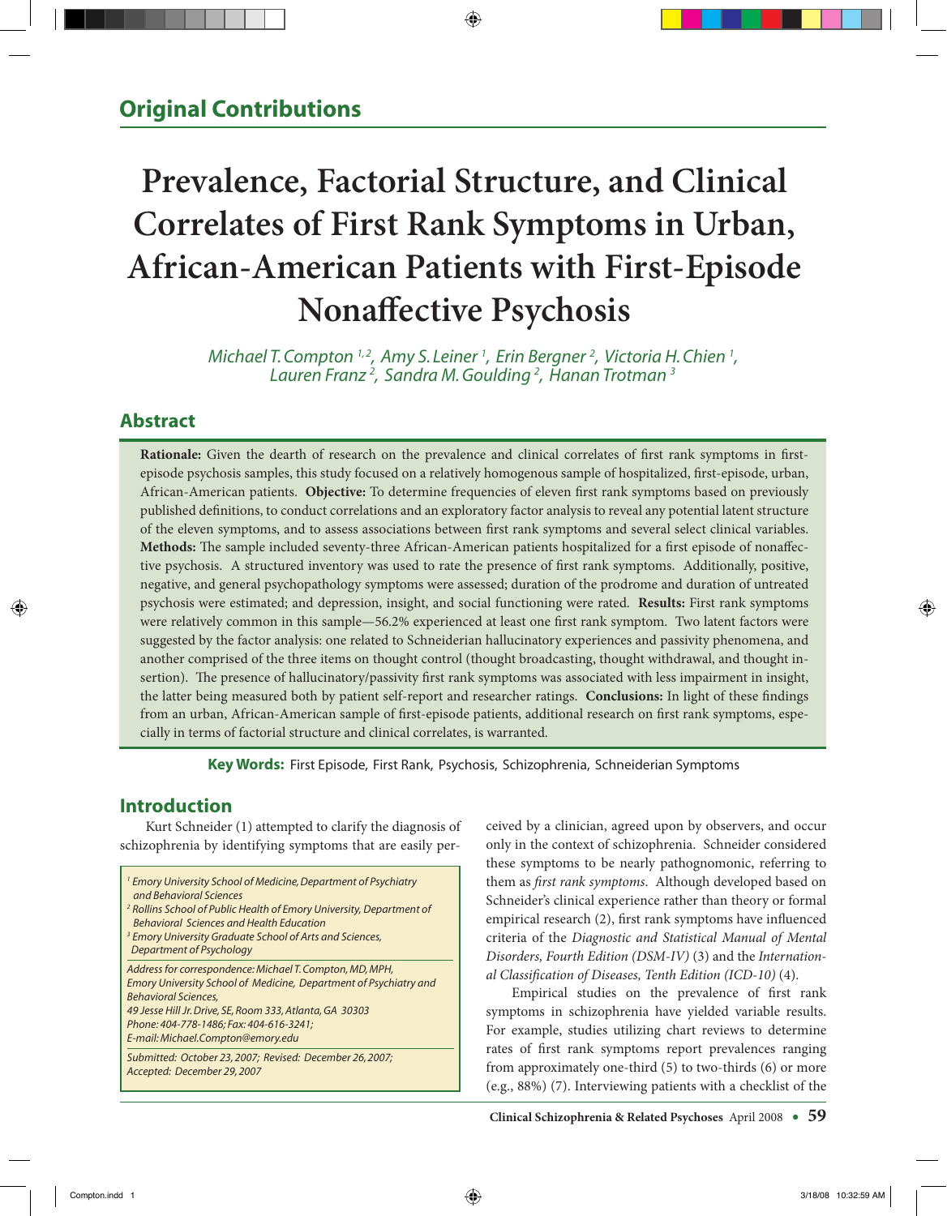## Original Contributions

# Prevalence, Factorial Structure, and Clinical Correlates of First Rank Symptoms in Urban, African-American Patients with First-Episode Nonaffective Psychosis

*Michael T. Compton [1,2], Amy S. Leiner [1], Erin Bergner [2], Victoria H. Chien [1], Lauren Franz [2], Sandra M. Goulding [2], Hanan Trotman [3]*

## Abstract

**Rationale:** Given the dearth of research on the prevalence and clinical correlates of first rank symptoms in first-episode psychosis samples, this study focused on a relatively homogenous sample of hospitalized, first-episode, urban, African-American patients. **Objective:** To determine frequencies of eleven first rank symptoms based on previously published definitions, to conduct correlations and an exploratory factor analysis to reveal any potential latent structure of the eleven symptoms, and to assess associations between first rank symptoms and several select clinical variables. **Methods:** The sample included seventy-three African-American patients hospitalized for a first episode of nonaffective psychosis. A structured inventory was used to rate the presence of first rank symptoms. Additionally, positive, negative, and general psychopathology symptoms were assessed; duration of the prodrome and duration of untreated psychosis were estimated; and depression, insight, and social functioning were rated. **Results:** First rank symptoms were relatively common in this sample—56.2% experienced at least one first rank symptom. Two latent factors were suggested by the factor analysis: one related to Schneiderian hallucinatory experiences and passivity phenomena, and another comprised of the three items on thought control (thought broadcasting, thought withdrawal, and thought insertion). The presence of hallucinatory/passivity first rank symptoms was associated with less impairment in insight, the latter being measured both by patient self-report and researcher ratings. **Conclusions:** In light of these findings from an urban, African-American sample of first-episode patients, additional research on first rank symptoms, especially in terms of factorial structure and clinical correlates, is warranted.

**Key Words:** First Episode, First Rank, Psychosis, Schizophrenia, Schneiderian Symptoms

## Introduction

Kurt Schneider (1) attempted to clarify the diagnosis of schizophrenia by identifying symptoms that are easily perceived by a clinician, agreed upon by observers, and occur only in the context of schizophrenia. Schneider considered these symptoms to be nearly pathognomonic, referring to them as *first rank symptoms.* Although developed based on Schneider's clinical experience rather than theory or formal empirical research (2), first rank symptoms have influenced criteria of the *Diagnostic and Statistical Manual of Mental Disorders, Fourth Edition (DSM-IV)* (3) and the *International Classification of Diseases, Tenth Edition (ICD-10)* (4).

Empirical studies on the prevalence of first rank symptoms in schizophrenia have yielded variable results. For example, studies utilizing chart reviews to determine rates of first rank symptoms report prevalences ranging from approximately one-third (5) to two-thirds (6) or more (e.g., 88%) (7). Interviewing patients with a checklist of the

[1] Emory University School of Medicine, Department of Psychiatry and Behavioral Sciences
[2] Rollins School of Public Health of Emory University, Department of Behavioral Sciences and Health Education
[3] Emory University Graduate School of Arts and Sciences, Department of Psychology

Address for correspondence: Michael T. Compton, MD, MPH, Emory University School of Medicine, Department of Psychiatry and Behavioral Sciences, 49 Jesse Hill Jr. Drive, SE, Room 333, Atlanta, GA 30303
Phone: 404-778-1486; Fax: 404-616-3241;
E-mail: Michael.Compton@emory.edu

Submitted: October 23, 2007; Revised: December 26, 2007; Accepted: December 29, 2007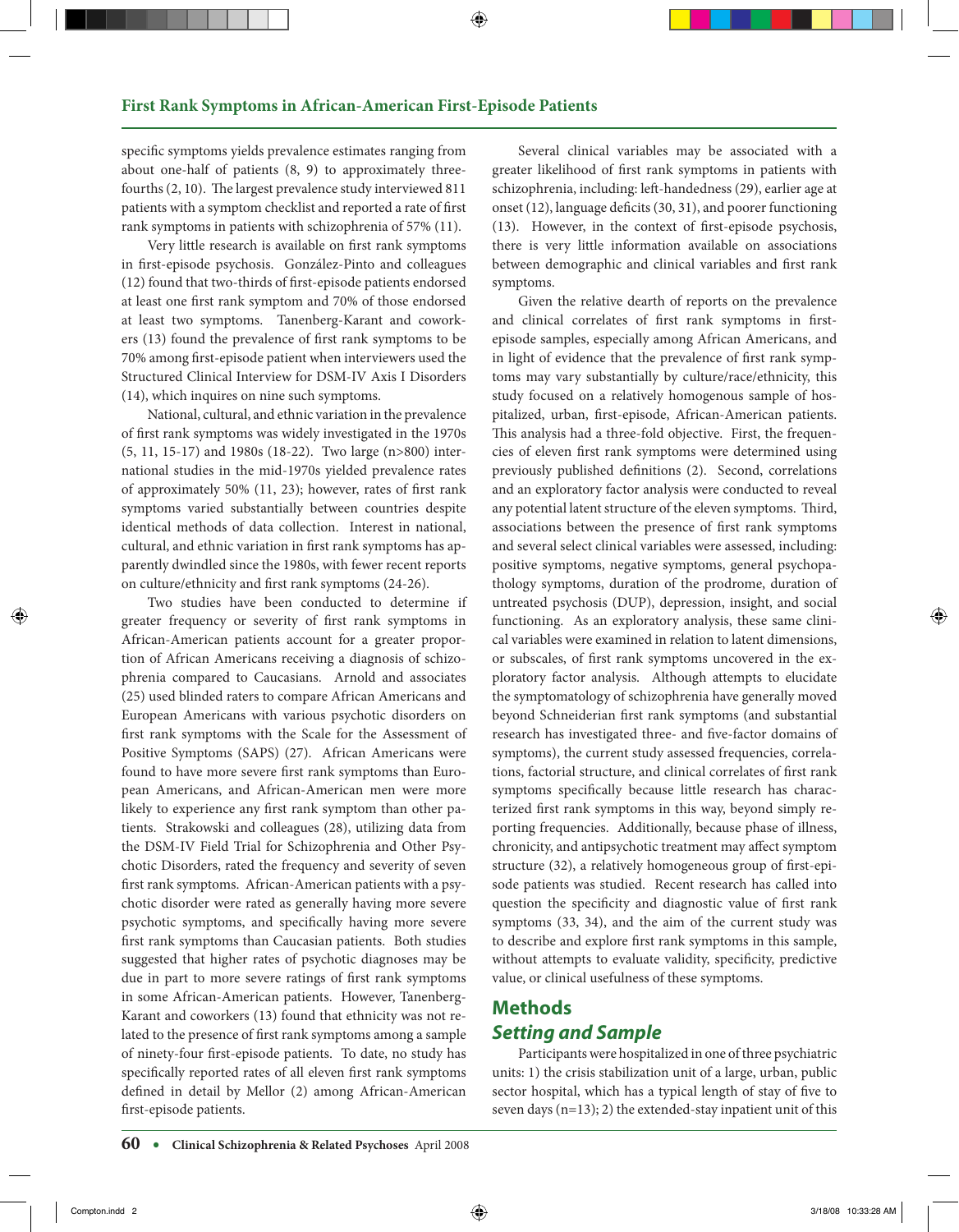specific symptoms yields prevalence estimates ranging from about one-half of patients (8, 9) to approximately three-fourths (2, 10). The largest prevalence study interviewed 811 patients with a symptom checklist and reported a rate of first rank symptoms in patients with schizophrenia of 57% (11).

Very little research is available on first rank symptoms in first-episode psychosis. González-Pinto and colleagues (12) found that two-thirds of first-episode patients endorsed at least one first rank symptom and 70% of those endorsed at least two symptoms. Tanenberg-Karant and coworkers (13) found the prevalence of first rank symptoms to be 70% among first-episode patient when interviewers used the Structured Clinical Interview for DSM-IV Axis I Disorders (14), which inquires on nine such symptoms.

National, cultural, and ethnic variation in the prevalence of first rank symptoms was widely investigated in the 1970s (5, 11, 15-17) and 1980s (18-22). Two large (n>800) international studies in the mid-1970s yielded prevalence rates of approximately 50% (11, 23); however, rates of first rank symptoms varied substantially between countries despite identical methods of data collection. Interest in national, cultural, and ethnic variation in first rank symptoms has apparently dwindled since the 1980s, with fewer recent reports on culture/ethnicity and first rank symptoms (24-26).

Two studies have been conducted to determine if greater frequency or severity of first rank symptoms in African-American patients account for a greater proportion of African Americans receiving a diagnosis of schizophrenia compared to Caucasians. Arnold and associates (25) used blinded raters to compare African Americans and European Americans with various psychotic disorders on first rank symptoms with the Scale for the Assessment of Positive Symptoms (SAPS) (27). African Americans were found to have more severe first rank symptoms than European Americans, and African-American men were more likely to experience any first rank symptom than other patients. Strakowski and colleagues (28), utilizing data from the DSM-IV Field Trial for Schizophrenia and Other Psychotic Disorders, rated the frequency and severity of seven first rank symptoms. African-American patients with a psychotic disorder were rated as generally having more severe psychotic symptoms, and specifically having more severe first rank symptoms than Caucasian patients. Both studies suggested that higher rates of psychotic diagnoses may be due in part to more severe ratings of first rank symptoms in some African-American patients. However, Tanenberg-Karant and coworkers (13) found that ethnicity was not related to the presence of first rank symptoms among a sample of ninety-four first-episode patients. To date, no study has specifically reported rates of all eleven first rank symptoms defined in detail by Mellor (2) among African-American first-episode patients.

Several clinical variables may be associated with a greater likelihood of first rank symptoms in patients with schizophrenia, including: left-handedness (29), earlier age at onset (12), language deficits (30, 31), and poorer functioning (13). However, in the context of first-episode psychosis, there is very little information available on associations between demographic and clinical variables and first rank symptoms.

Given the relative dearth of reports on the prevalence and clinical correlates of first rank symptoms in first-episode samples, especially among African Americans, and in light of evidence that the prevalence of first rank symptoms may vary substantially by culture/race/ethnicity, this study focused on a relatively homogenous sample of hospitalized, urban, first-episode, African-American patients. This analysis had a three-fold objective. First, the frequencies of eleven first rank symptoms were determined using previously published definitions (2). Second, correlations and an exploratory factor analysis were conducted to reveal any potential latent structure of the eleven symptoms. Third, associations between the presence of first rank symptoms and several select clinical variables were assessed, including: positive symptoms, negative symptoms, general psychopathology symptoms, duration of the prodrome, duration of untreated psychosis (DUP), depression, insight, and social functioning. As an exploratory analysis, these same clinical variables were examined in relation to latent dimensions, or subscales, of first rank symptoms uncovered in the exploratory factor analysis. Although attempts to elucidate the symptomatology of schizophrenia have generally moved beyond Schneiderian first rank symptoms (and substantial research has investigated three- and five-factor domains of symptoms), the current study assessed frequencies, correlations, factorial structure, and clinical correlates of first rank symptoms specifically because little research has characterized first rank symptoms in this way, beyond simply reporting frequencies. Additionally, because phase of illness, chronicity, and antipsychotic treatment may affect symptom structure (32), a relatively homogeneous group of first-episode patients was studied. Recent research has called into question the specificity and diagnostic value of first rank symptoms (33, 34), and the aim of the current study was to describe and explore first rank symptoms in this sample, without attempts to evaluate validity, specificity, predictive value, or clinical usefulness of these symptoms.

## Methods

### *Setting and Sample*

Participants were hospitalized in one of three psychiatric units: 1) the crisis stabilization unit of a large, urban, public sector hospital, which has a typical length of stay of five to seven days (n=13); 2) the extended-stay inpatient unit of this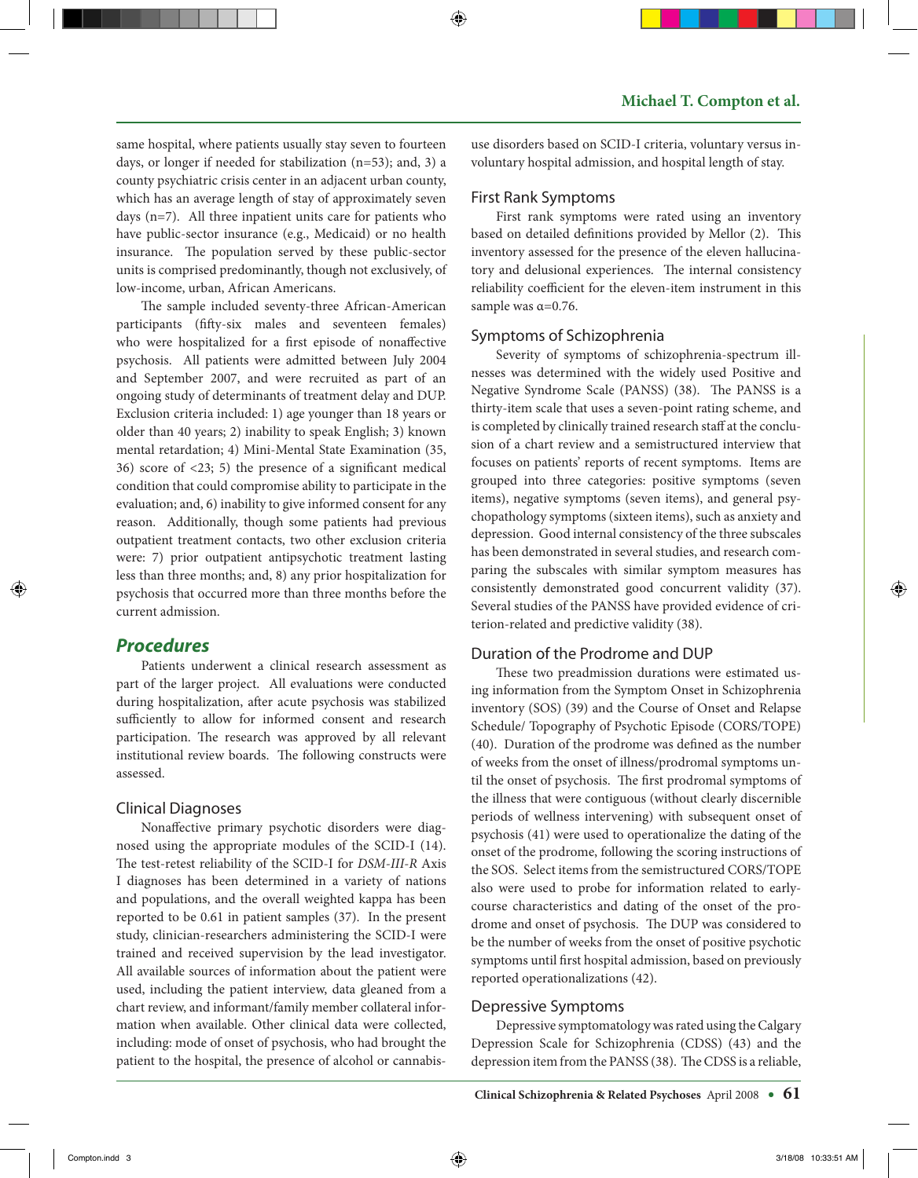same hospital, where patients usually stay seven to fourteen days, or longer if needed for stabilization (n=53); and, 3) a county psychiatric crisis center in an adjacent urban county, which has an average length of stay of approximately seven days (n=7). All three inpatient units care for patients who have public-sector insurance (e.g., Medicaid) or no health insurance. The population served by these public-sector units is comprised predominantly, though not exclusively, of low-income, urban, African Americans.

The sample included seventy-three African-American participants (fifty-six males and seventeen females) who were hospitalized for a first episode of nonaffective psychosis. All patients were admitted between July 2004 and September 2007, and were recruited as part of an ongoing study of determinants of treatment delay and DUP. Exclusion criteria included: 1) age younger than 18 years or older than 40 years; 2) inability to speak English; 3) known mental retardation; 4) Mini-Mental State Examination (35, 36) score of <23; 5) the presence of a significant medical condition that could compromise ability to participate in the evaluation; and, 6) inability to give informed consent for any reason. Additionally, though some patients had previous outpatient treatment contacts, two other exclusion criteria were: 7) prior outpatient antipsychotic treatment lasting less than three months; and, 8) any prior hospitalization for psychosis that occurred more than three months before the current admission.

## Procedures

Patients underwent a clinical research assessment as part of the larger project. All evaluations were conducted during hospitalization, after acute psychosis was stabilized sufficiently to allow for informed consent and research participation. The research was approved by all relevant institutional review boards. The following constructs were assessed.

### Clinical Diagnoses

Nonaffective primary psychotic disorders were diagnosed using the appropriate modules of the SCID-I (14). The test-retest reliability of the SCID-I for *DSM-III-R* Axis I diagnoses has been determined in a variety of nations and populations, and the overall weighted kappa has been reported to be 0.61 in patient samples (37). In the present study, clinician-researchers administering the SCID-I were trained and received supervision by the lead investigator. All available sources of information about the patient were used, including the patient interview, data gleaned from a chart review, and informant/family member collateral information when available. Other clinical data were collected, including: mode of onset of psychosis, who had brought the patient to the hospital, the presence of alcohol or cannabis-use disorders based on SCID-I criteria, voluntary versus involuntary hospital admission, and hospital length of stay.

### First Rank Symptoms

First rank symptoms were rated using an inventory based on detailed definitions provided by Mellor (2). This inventory assessed for the presence of the eleven hallucinatory and delusional experiences. The internal consistency reliability coefficient for the eleven-item instrument in this sample was α=0.76.

### Symptoms of Schizophrenia

Severity of symptoms of schizophrenia-spectrum illnesses was determined with the widely used Positive and Negative Syndrome Scale (PANSS) (38). The PANSS is a thirty-item scale that uses a seven-point rating scheme, and is completed by clinically trained research staff at the conclusion of a chart review and a semistructured interview that focuses on patients' reports of recent symptoms. Items are grouped into three categories: positive symptoms (seven items), negative symptoms (seven items), and general psychopathology symptoms (sixteen items), such as anxiety and depression. Good internal consistency of the three subscales has been demonstrated in several studies, and research comparing the subscales with similar symptom measures has consistently demonstrated good concurrent validity (37). Several studies of the PANSS have provided evidence of criterion-related and predictive validity (38).

### Duration of the Prodrome and DUP

These two preadmission durations were estimated using information from the Symptom Onset in Schizophrenia inventory (SOS) (39) and the Course of Onset and Relapse Schedule/ Topography of Psychotic Episode (CORS/TOPE) (40). Duration of the prodrome was defined as the number of weeks from the onset of illness/prodromal symptoms until the onset of psychosis. The first prodromal symptoms of the illness that were contiguous (without clearly discernible periods of wellness intervening) with subsequent onset of psychosis (41) were used to operationalize the dating of the onset of the prodrome, following the scoring instructions of the SOS. Select items from the semistructured CORS/TOPE also were used to probe for information related to early-course characteristics and dating of the onset of the prodrome and onset of psychosis. The DUP was considered to be the number of weeks from the onset of positive psychotic symptoms until first hospital admission, based on previously reported operationalizations (42).

### Depressive Symptoms

Depressive symptomatology was rated using the Calgary Depression Scale for Schizophrenia (CDSS) (43) and the depression item from the PANSS (38). The CDSS is a reliable,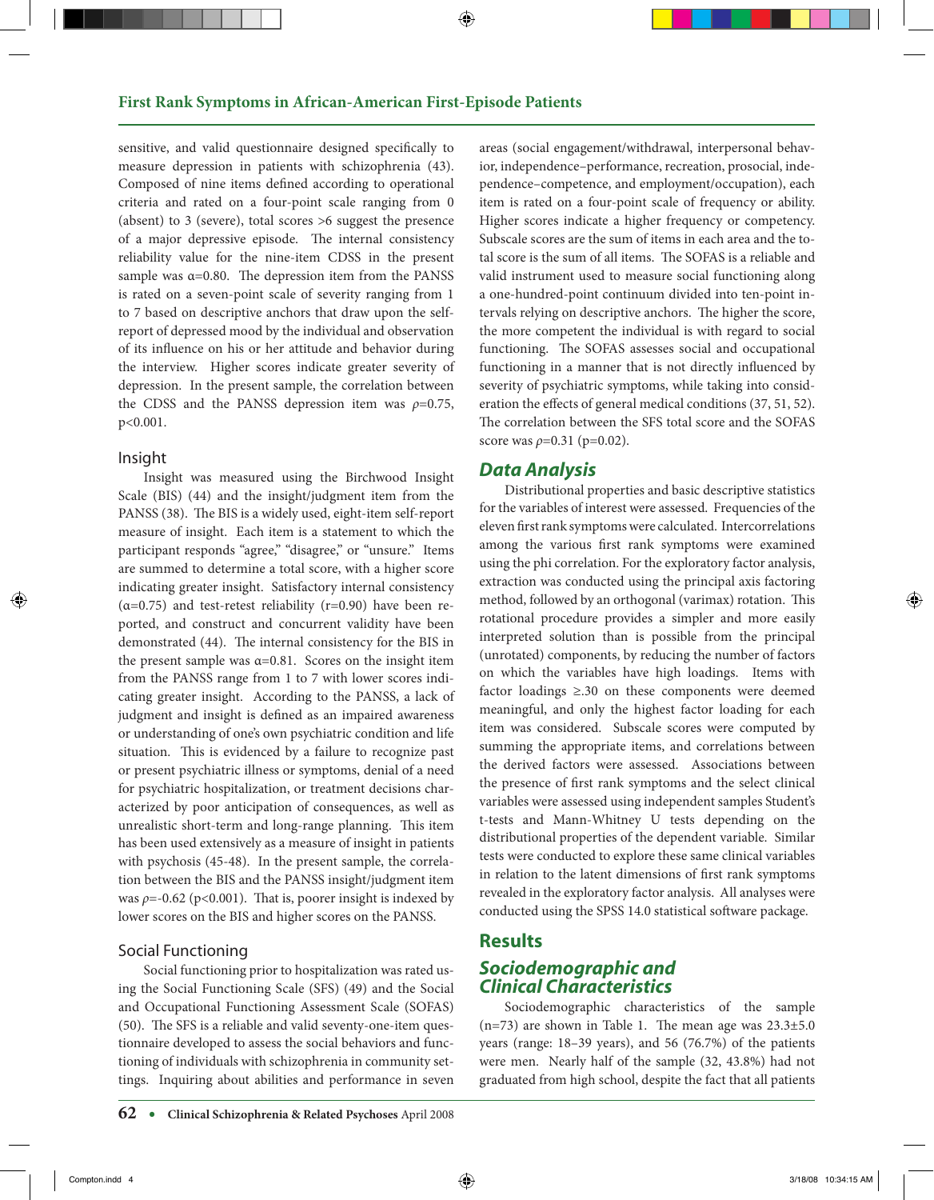sensitive, and valid questionnaire designed specifically to measure depression in patients with schizophrenia (43). Composed of nine items defined according to operational criteria and rated on a four-point scale ranging from 0 (absent) to 3 (severe), total scores >6 suggest the presence of a major depressive episode. The internal consistency reliability value for the nine-item CDSS in the present sample was α=0.80. The depression item from the PANSS is rated on a seven-point scale of severity ranging from 1 to 7 based on descriptive anchors that draw upon the self-report of depressed mood by the individual and observation of its influence on his or her attitude and behavior during the interview. Higher scores indicate greater severity of depression. In the present sample, the correlation between the CDSS and the PANSS depression item was $\rho$=0.75, p<0.001.

### Insight

Insight was measured using the Birchwood Insight Scale (BIS) (44) and the insight/judgment item from the PANSS (38). The BIS is a widely used, eight-item self-report measure of insight. Each item is a statement to which the participant responds "agree," "disagree," or "unsure." Items are summed to determine a total score, with a higher score indicating greater insight. Satisfactory internal consistency (α=0.75) and test-retest reliability (r=0.90) have been reported, and construct and concurrent validity have been demonstrated (44). The internal consistency for the BIS in the present sample was α=0.81. Scores on the insight item from the PANSS range from 1 to 7 with lower scores indicating greater insight. According to the PANSS, a lack of judgment and insight is defined as an impaired awareness or understanding of one's own psychiatric condition and life situation. This is evidenced by a failure to recognize past or present psychiatric illness or symptoms, denial of a need for psychiatric hospitalization, or treatment decisions characterized by poor anticipation of consequences, as well as unrealistic short-term and long-range planning. This item has been used extensively as a measure of insight in patients with psychosis (45-48). In the present sample, the correlation between the BIS and the PANSS insight/judgment item was $\rho$=-0.62 (p<0.001). That is, poorer insight is indexed by lower scores on the BIS and higher scores on the PANSS.

### Social Functioning

Social functioning prior to hospitalization was rated using the Social Functioning Scale (SFS) (49) and the Social and Occupational Functioning Assessment Scale (SOFAS) (50). The SFS is a reliable and valid seventy-one-item questionnaire developed to assess the social behaviors and functioning of individuals with schizophrenia in community settings. Inquiring about abilities and performance in seven areas (social engagement/withdrawal, interpersonal behavior, independence–performance, recreation, prosocial, independence–competence, and employment/occupation), each item is rated on a four-point scale of frequency or ability. Higher scores indicate a higher frequency or competency. Subscale scores are the sum of items in each area and the total score is the sum of all items. The SOFAS is a reliable and valid instrument used to measure social functioning along a one-hundred-point continuum divided into ten-point intervals relying on descriptive anchors. The higher the score, the more competent the individual is with regard to social functioning. The SOFAS assesses social and occupational functioning in a manner that is not directly influenced by severity of psychiatric symptoms, while taking into consideration the effects of general medical conditions (37, 51, 52). The correlation between the SFS total score and the SOFAS score was $\rho$=0.31 (p=0.02).

## *Data Analysis*

Distributional properties and basic descriptive statistics for the variables of interest were assessed. Frequencies of the eleven first rank symptoms were calculated. Intercorrelations among the various first rank symptoms were examined using the phi correlation. For the exploratory factor analysis, extraction was conducted using the principal axis factoring method, followed by an orthogonal (varimax) rotation. This rotational procedure provides a simpler and more easily interpreted solution than is possible from the principal (unrotated) components, by reducing the number of factors on which the variables have high loadings. Items with factor loadings ≥.30 on these components were deemed meaningful, and only the highest factor loading for each item was considered. Subscale scores were computed by summing the appropriate items, and correlations between the derived factors were assessed. Associations between the presence of first rank symptoms and the select clinical variables were assessed using independent samples Student's t-tests and Mann-Whitney U tests depending on the distributional properties of the dependent variable. Similar tests were conducted to explore these same clinical variables in relation to the latent dimensions of first rank symptoms revealed in the exploratory factor analysis. All analyses were conducted using the SPSS 14.0 statistical software package.

## Results

## *Sociodemographic and Clinical Characteristics*

Sociodemographic characteristics of the sample (n=73) are shown in Table 1. The mean age was 23.3±5.0 years (range: 18–39 years), and 56 (76.7%) of the patients were men. Nearly half of the sample (32, 43.8%) had not graduated from high school, despite the fact that all patients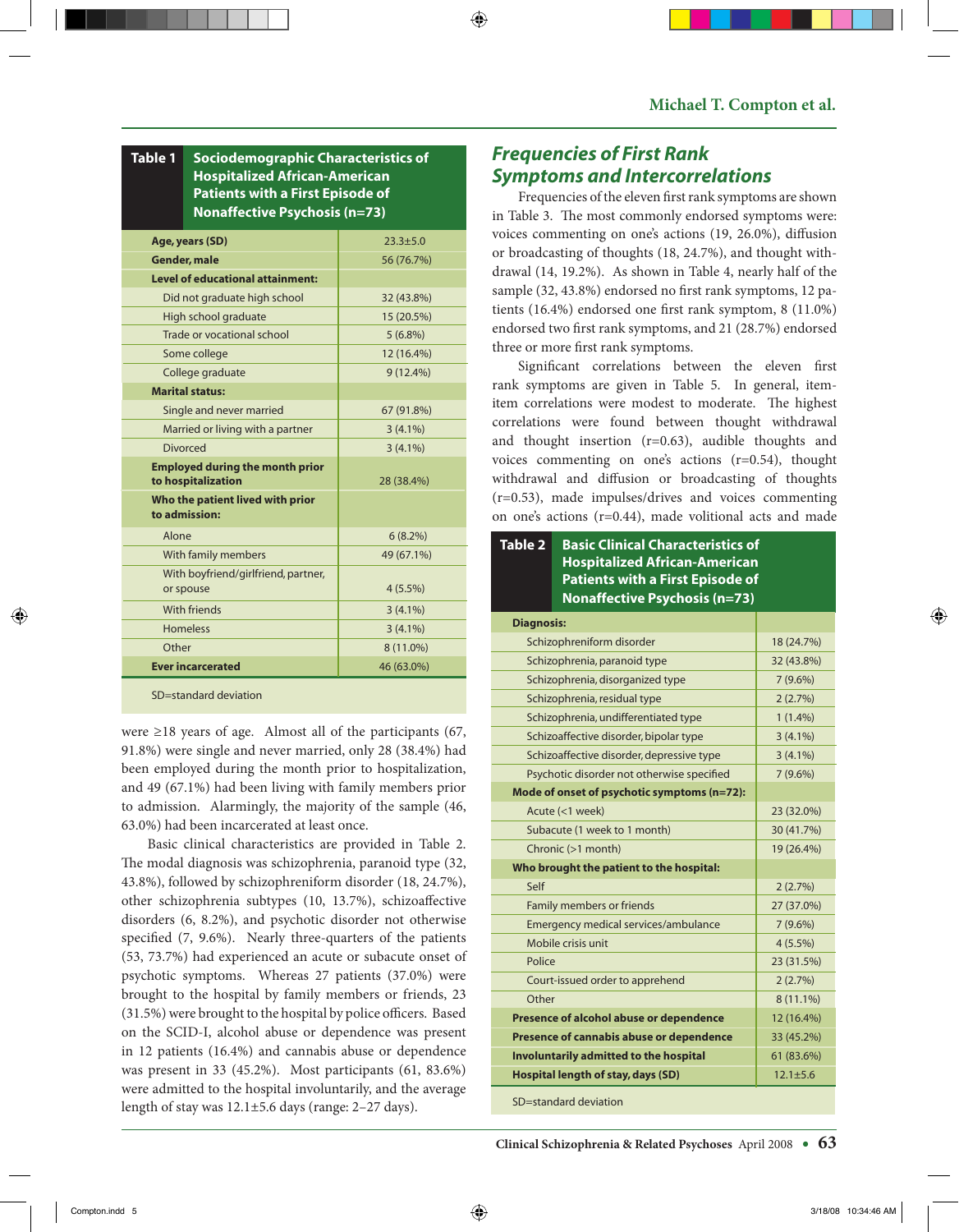**Table 1 Sociodemographic Characteristics of Hospitalized African-American Patients with a First Episode of Nonaffective Psychosis (n=73)**

| | |
|---|---|
| **Age, years (SD)** | 23.3±5.0 |
| **Gender, male** | 56 (76.7%) |
| **Level of educational attainment:** | |
| Did not graduate high school | 32 (43.8%) |
| High school graduate | 15 (20.5%) |
| Trade or vocational school | 5 (6.8%) |
| Some college | 12 (16.4%) |
| College graduate | 9 (12.4%) |
| **Marital status:** | |
| Single and never married | 67 (91.8%) |
| Married or living with a partner | 3 (4.1%) |
| Divorced | 3 (4.1%) |
| **Employed during the month prior to hospitalization** | 28 (38.4%) |
| **Who the patient lived with prior to admission:** | |
| Alone | 6 (8.2%) |
| With family members | 49 (67.1%) |
| With boyfriend/girlfriend, partner, or spouse | 4 (5.5%) |
| With friends | 3 (4.1%) |
| Homeless | 3 (4.1%) |
| Other | 8 (11.0%) |
| **Ever incarcerated** | 46 (63.0%) |

SD=standard deviation

were ≥18 years of age. Almost all of the participants (67, 91.8%) were single and never married, only 28 (38.4%) had been employed during the month prior to hospitalization, and 49 (67.1%) had been living with family members prior to admission. Alarmingly, the majority of the sample (46, 63.0%) had been incarcerated at least once.

Basic clinical characteristics are provided in Table 2. The modal diagnosis was schizophrenia, paranoid type (32, 43.8%), followed by schizophreniform disorder (18, 24.7%), other schizophrenia subtypes (10, 13.7%), schizoaffective disorders (6, 8.2%), and psychotic disorder not otherwise specified (7, 9.6%). Nearly three-quarters of the patients (53, 73.7%) had experienced an acute or subacute onset of psychotic symptoms. Whereas 27 patients (37.0%) were brought to the hospital by family members or friends, 23 (31.5%) were brought to the hospital by police officers. Based on the SCID-I, alcohol abuse or dependence was present in 12 patients (16.4%) and cannabis abuse or dependence was present in 33 (45.2%). Most participants (61, 83.6%) were admitted to the hospital involuntarily, and the average length of stay was 12.1±5.6 days (range: 2–27 days).

## *Frequencies of First Rank Symptoms and Intercorrelations*

Frequencies of the eleven first rank symptoms are shown in Table 3. The most commonly endorsed symptoms were: voices commenting on one's actions (19, 26.0%), diffusion or broadcasting of thoughts (18, 24.7%), and thought withdrawal (14, 19.2%). As shown in Table 4, nearly half of the sample (32, 43.8%) endorsed no first rank symptoms, 12 patients (16.4%) endorsed one first rank symptom, 8 (11.0%) endorsed two first rank symptoms, and 21 (28.7%) endorsed three or more first rank symptoms.

Significant correlations between the eleven first rank symptoms are given in Table 5. In general, item-item correlations were modest to moderate. The highest correlations were found between thought withdrawal and thought insertion (r=0.63), audible thoughts and voices commenting on one's actions (r=0.54), thought withdrawal and diffusion or broadcasting of thoughts (r=0.53), made impulses/drives and voices commenting on one's actions (r=0.44), made volitional acts and made

**Table 2 Basic Clinical Characteristics of Hospitalized African-American Patients with a First Episode of Nonaffective Psychosis (n=73)**

| | |
|---|---|
| **Diagnosis:** | |
| Schizophreniform disorder | 18 (24.7%) |
| Schizophrenia, paranoid type | 32 (43.8%) |
| Schizophrenia, disorganized type | 7 (9.6%) |
| Schizophrenia, residual type | 2 (2.7%) |
| Schizophrenia, undifferentiated type | 1 (1.4%) |
| Schizoaffective disorder, bipolar type | 3 (4.1%) |
| Schizoaffective disorder, depressive type | 3 (4.1%) |
| Psychotic disorder not otherwise specified | 7 (9.6%) |
| **Mode of onset of psychotic symptoms (n=72):** | |
| Acute (<1 week) | 23 (32.0%) |
| Subacute (1 week to 1 month) | 30 (41.7%) |
| Chronic (>1 month) | 19 (26.4%) |
| **Who brought the patient to the hospital:** | |
| Self | 2 (2.7%) |
| Family members or friends | 27 (37.0%) |
| Emergency medical services/ambulance | 7 (9.6%) |
| Mobile crisis unit | 4 (5.5%) |
| Police | 23 (31.5%) |
| Court-issued order to apprehend | 2 (2.7%) |
| Other | 8 (11.1%) |
| **Presence of alcohol abuse or dependence** | 12 (16.4%) |
| **Presence of cannabis abuse or dependence** | 33 (45.2%) |
| **Involuntarily admitted to the hospital** | 61 (83.6%) |
| **Hospital length of stay, days (SD)** | 12.1±5.6 |

SD=standard deviation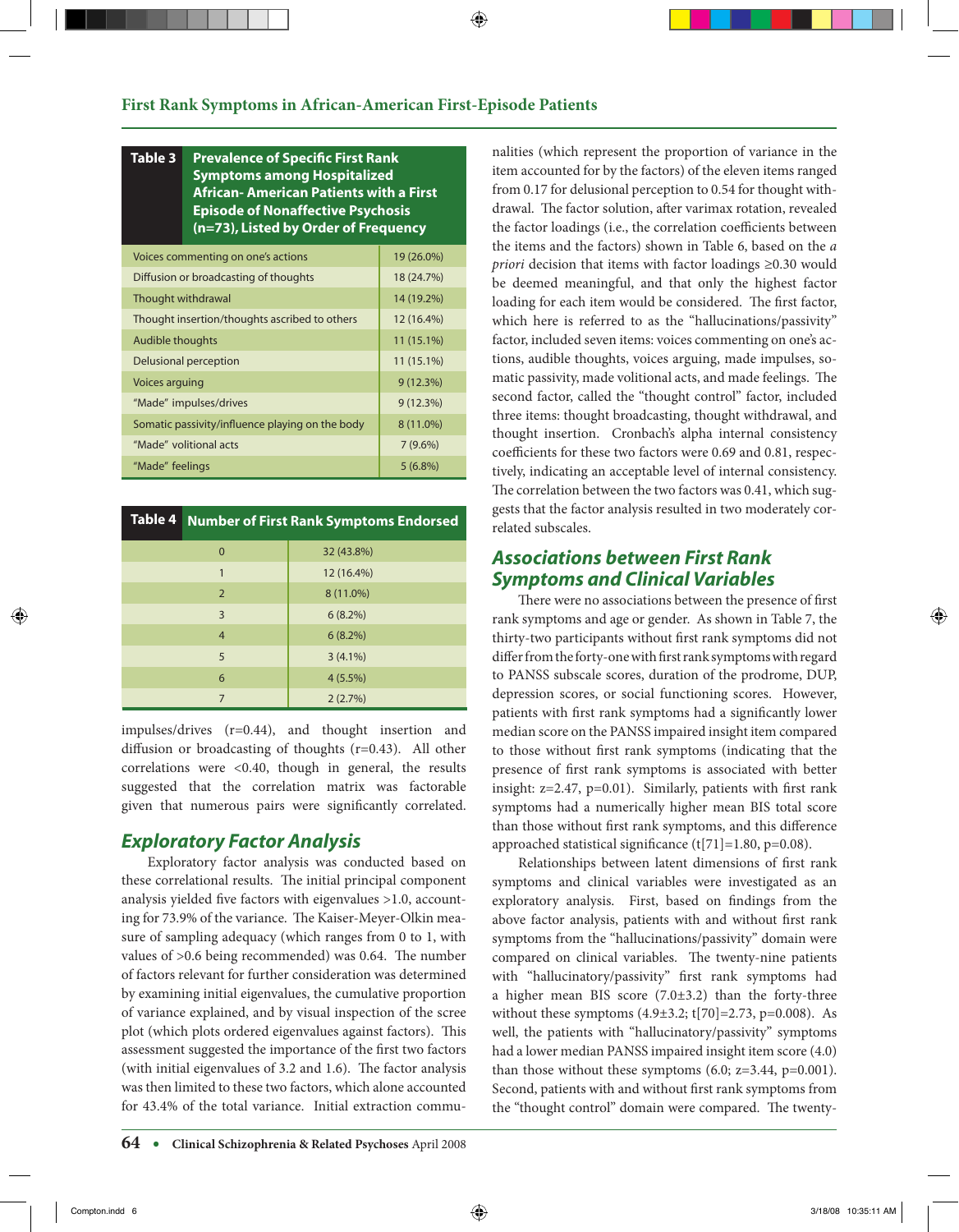**Table 3 Prevalence of Specific First Rank Symptoms among Hospitalized African- American Patients with a First Episode of Nonaffective Psychosis (n=73), Listed by Order of Frequency**

| Symptom | n (%) |
|---|---|
| Voices commenting on one's actions | 19 (26.0%) |
| Diffusion or broadcasting of thoughts | 18 (24.7%) |
| Thought withdrawal | 14 (19.2%) |
| Thought insertion/thoughts ascribed to others | 12 (16.4%) |
| Audible thoughts | 11 (15.1%) |
| Delusional perception | 11 (15.1%) |
| Voices arguing | 9 (12.3%) |
| "Made" impulses/drives | 9 (12.3%) |
| Somatic passivity/influence playing on the body | 8 (11.0%) |
| "Made" volitional acts | 7 (9.6%) |
| "Made" feelings | 5 (6.8%) |

**Table 4 Number of First Rank Symptoms Endorsed**

| Number | n (%) |
|---|---|
| 0 | 32 (43.8%) |
| 1 | 12 (16.4%) |
| 2 | 8 (11.0%) |
| 3 | 6 (8.2%) |
| 4 | 6 (8.2%) |
| 5 | 3 (4.1%) |
| 6 | 4 (5.5%) |
| 7 | 2 (2.7%) |

impulses/drives (r=0.44), and thought insertion and diffusion or broadcasting of thoughts (r=0.43). All other correlations were <0.40, though in general, the results suggested that the correlation matrix was factorable given that numerous pairs were significantly correlated.

## Exploratory Factor Analysis

Exploratory factor analysis was conducted based on these correlational results. The initial principal component analysis yielded five factors with eigenvalues >1.0, accounting for 73.9% of the variance. The Kaiser-Meyer-Olkin measure of sampling adequacy (which ranges from 0 to 1, with values of >0.6 being recommended) was 0.64. The number of factors relevant for further consideration was determined by examining initial eigenvalues, the cumulative proportion of variance explained, and by visual inspection of the scree plot (which plots ordered eigenvalues against factors). This assessment suggested the importance of the first two factors (with initial eigenvalues of 3.2 and 1.6). The factor analysis was then limited to these two factors, which alone accounted for 43.4% of the total variance. Initial extraction communalities (which represent the proportion of variance in the item accounted for by the factors) of the eleven items ranged from 0.17 for delusional perception to 0.54 for thought withdrawal. The factor solution, after varimax rotation, revealed the factor loadings (i.e., the correlation coefficients between the items and the factors) shown in Table 6, based on the *a priori* decision that items with factor loadings ≥0.30 would be deemed meaningful, and that only the highest factor loading for each item would be considered. The first factor, which here is referred to as the "hallucinations/passivity" factor, included seven items: voices commenting on one's actions, audible thoughts, voices arguing, made impulses, somatic passivity, made volitional acts, and made feelings. The second factor, called the "thought control" factor, included three items: thought broadcasting, thought withdrawal, and thought insertion. Cronbach's alpha internal consistency coefficients for these two factors were 0.69 and 0.81, respectively, indicating an acceptable level of internal consistency. The correlation between the two factors was 0.41, which suggests that the factor analysis resulted in two moderately correlated subscales.

## Associations between First Rank Symptoms and Clinical Variables

There were no associations between the presence of first rank symptoms and age or gender. As shown in Table 7, the thirty-two participants without first rank symptoms did not differ from the forty-one with first rank symptoms with regard to PANSS subscale scores, duration of the prodrome, DUP, depression scores, or social functioning scores. However, patients with first rank symptoms had a significantly lower median score on the PANSS impaired insight item compared to those without first rank symptoms (indicating that the presence of first rank symptoms is associated with better insight: z=2.47, p=0.01). Similarly, patients with first rank symptoms had a numerically higher mean BIS total score than those without first rank symptoms, and this difference approached statistical significance (t[71]=1.80, p=0.08).

Relationships between latent dimensions of first rank symptoms and clinical variables were investigated as an exploratory analysis. First, based on findings from the above factor analysis, patients with and without first rank symptoms from the "hallucinations/passivity" domain were compared on clinical variables. The twenty-nine patients with "hallucinatory/passivity" first rank symptoms had a higher mean BIS score (7.0±3.2) than the forty-three without these symptoms (4.9±3.2; t[70]=2.73, p=0.008). As well, the patients with "hallucinatory/passivity" symptoms had a lower median PANSS impaired insight item score (4.0) than those without these symptoms (6.0; z=3.44, p=0.001). Second, patients with and without first rank symptoms from the "thought control" domain were compared. The twenty-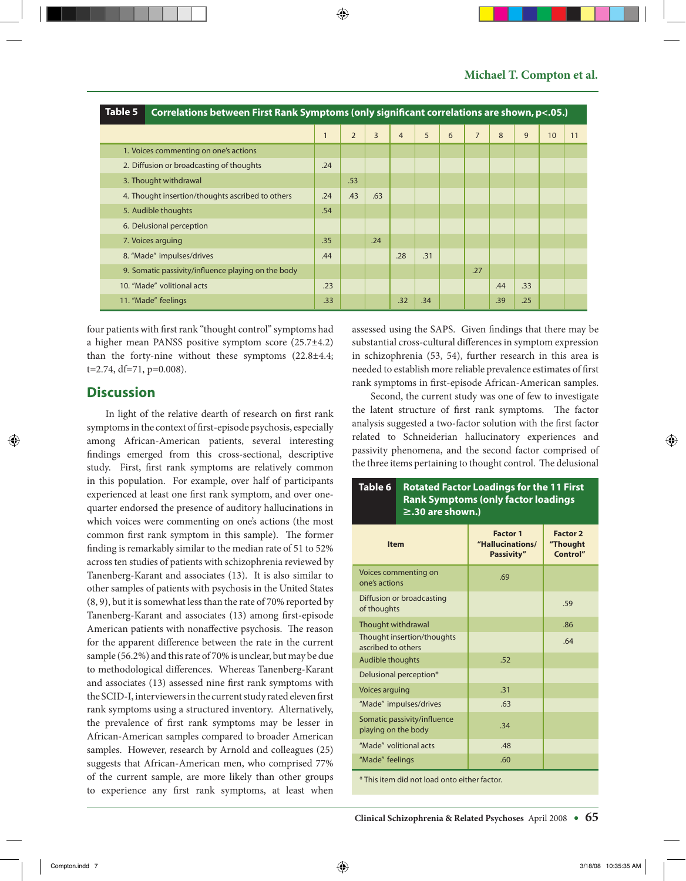**Table 5** Correlations between First Rank Symptoms (only significant correlations are shown, p<.05.)

| | 1 | 2 | 3 | 4 | 5 | 6 | 7 | 8 | 9 | 10 | 11 |
|---|---|---|---|---|---|---|---|---|---|---|---|
| 1. Voices commenting on one's actions | | | | | | | | | | | |
| 2. Diffusion or broadcasting of thoughts | .24 | | | | | | | | | | |
| 3. Thought withdrawal | | .53 | | | | | | | | | |
| 4. Thought insertion/thoughts ascribed to others | .24 | .43 | .63 | | | | | | | | |
| 5. Audible thoughts | .54 | | | | | | | | | | |
| 6. Delusional perception | | | | | | | | | | | |
| 7. Voices arguing | .35 | | .24 | | | | | | | | |
| 8. "Made" impulses/drives | .44 | | | .28 | .31 | | | | | | |
| 9. Somatic passivity/influence playing on the body | | | | | | | .27 | | | | |
| 10. "Made" volitional acts | .23 | | | | | | | .44 | .33 | | |
| 11. "Made" feelings | .33 | | | .32 | .34 | | | .39 | .25 | | |

four patients with first rank "thought control" symptoms had a higher mean PANSS positive symptom score (25.7±4.2) than the forty-nine without these symptoms (22.8±4.4; t=2.74, df=71, p=0.008).

## Discussion

In light of the relative dearth of research on first rank symptoms in the context of first-episode psychosis, especially among African-American patients, several interesting findings emerged from this cross-sectional, descriptive study. First, first rank symptoms are relatively common in this population. For example, over half of participants experienced at least one first rank symptom, and over one-quarter endorsed the presence of auditory hallucinations in which voices were commenting on one's actions (the most common first rank symptom in this sample). The former finding is remarkably similar to the median rate of 51 to 52% across ten studies of patients with schizophrenia reviewed by Tanenberg-Karant and associates (13). It is also similar to other samples of patients with psychosis in the United States (8, 9), but it is somewhat less than the rate of 70% reported by Tanenberg-Karant and associates (13) among first-episode American patients with nonaffective psychosis. The reason for the apparent difference between the rate in the current sample (56.2%) and this rate of 70% is unclear, but may be due to methodological differences. Whereas Tanenberg-Karant and associates (13) assessed nine first rank symptoms with the SCID-I, interviewers in the current study rated eleven first rank symptoms using a structured inventory. Alternatively, the prevalence of first rank symptoms may be lesser in African-American samples compared to broader American samples. However, research by Arnold and colleagues (25) suggests that African-American men, who comprised 77% of the current sample, are more likely than other groups to experience any first rank symptoms, at least when assessed using the SAPS. Given findings that there may be substantial cross-cultural differences in symptom expression in schizophrenia (53, 54), further research in this area is needed to establish more reliable prevalence estimates of first rank symptoms in first-episode African-American samples.

Second, the current study was one of few to investigate the latent structure of first rank symptoms. The factor analysis suggested a two-factor solution with the first factor related to Schneiderian hallucinatory experiences and passivity phenomena, and the second factor comprised of the three items pertaining to thought control. The delusional

**Table 6** Rotated Factor Loadings for the 11 First Rank Symptoms (only factor loadings ≥.30 are shown.)

| Item | Factor 1 "Hallucinations/ Passivity" | Factor 2 "Thought Control" |
|---|---|---|
| Voices commenting on one's actions | .69 | |
| Diffusion or broadcasting of thoughts | | .59 |
| Thought withdrawal | | .86 |
| Thought insertion/thoughts ascribed to others | | .64 |
| Audible thoughts | .52 | |
| Delusional perception* | | |
| Voices arguing | .31 | |
| "Made" impulses/drives | .63 | |
| Somatic passivity/influence playing on the body | .34 | |
| "Made" volitional acts | .48 | |
| "Made" feelings | .60 | |

* This item did not load onto either factor.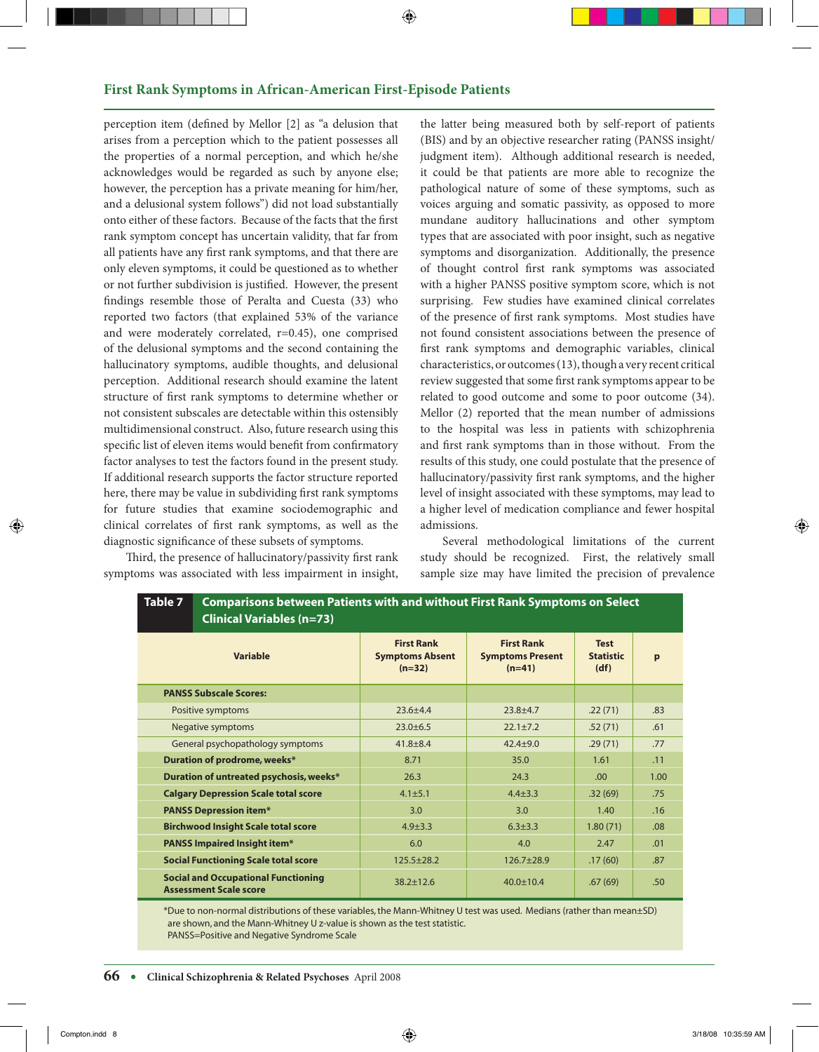perception item (defined by Mellor [2] as "a delusion that arises from a perception which to the patient possesses all the properties of a normal perception, and which he/she acknowledges would be regarded as such by anyone else; however, the perception has a private meaning for him/her, and a delusional system follows") did not load substantially onto either of these factors. Because of the facts that the first rank symptom concept has uncertain validity, that far from all patients have any first rank symptoms, and that there are only eleven symptoms, it could be questioned as to whether or not further subdivision is justified. However, the present findings resemble those of Peralta and Cuesta (33) who reported two factors (that explained 53% of the variance and were moderately correlated, r=0.45), one comprised of the delusional symptoms and the second containing the hallucinatory symptoms, audible thoughts, and delusional perception. Additional research should examine the latent structure of first rank symptoms to determine whether or not consistent subscales are detectable within this ostensibly multidimensional construct. Also, future research using this specific list of eleven items would benefit from confirmatory factor analyses to test the factors found in the present study. If additional research supports the factor structure reported here, there may be value in subdividing first rank symptoms for future studies that examine sociodemographic and clinical correlates of first rank symptoms, as well as the diagnostic significance of these subsets of symptoms.

Third, the presence of hallucinatory/passivity first rank symptoms was associated with less impairment in insight, the latter being measured both by self-report of patients (BIS) and by an objective researcher rating (PANSS insight/judgment item). Although additional research is needed, it could be that patients are more able to recognize the pathological nature of some of these symptoms, such as voices arguing and somatic passivity, as opposed to more mundane auditory hallucinations and other symptom types that are associated with poor insight, such as negative symptoms and disorganization. Additionally, the presence of thought control first rank symptoms was associated with a higher PANSS positive symptom score, which is not surprising. Few studies have examined clinical correlates of the presence of first rank symptoms. Most studies have not found consistent associations between the presence of first rank symptoms and demographic variables, clinical characteristics, or outcomes (13), though a very recent critical review suggested that some first rank symptoms appear to be related to good outcome and some to poor outcome (34). Mellor (2) reported that the mean number of admissions to the hospital was less in patients with schizophrenia and first rank symptoms than in those without. From the results of this study, one could postulate that the presence of hallucinatory/passivity first rank symptoms, and the higher level of insight associated with these symptoms, may lead to a higher level of medication compliance and fewer hospital admissions.

Several methodological limitations of the current study should be recognized. First, the relatively small sample size may have limited the precision of prevalence

**Table 7 Comparisons between Patients with and without First Rank Symptoms on Select Clinical Variables (n=73)**

| Variable | First Rank Symptoms Absent (n=32) | First Rank Symptoms Present (n=41) | Test Statistic (df) | p |
|---|---|---|---|---|
| **PANSS Subscale Scores:** | | | | |
| Positive symptoms | 23.6±4.4 | 23.8±4.7 | .22 (71) | .83 |
| Negative symptoms | 23.0±6.5 | 22.1±7.2 | .52 (71) | .61 |
| General psychopathology symptoms | 41.8±8.4 | 42.4±9.0 | .29 (71) | .77 |
| **Duration of prodrome, weeks*** | 8.71 | 35.0 | 1.61 | .11 |
| **Duration of untreated psychosis, weeks*** | 26.3 | 24.3 | .00 | 1.00 |
| **Calgary Depression Scale total score** | 4.1±5.1 | 4.4±3.3 | .32 (69) | .75 |
| **PANSS Depression item*** | 3.0 | 3.0 | 1.40 | .16 |
| **Birchwood Insight Scale total score** | 4.9±3.3 | 6.3±3.3 | 1.80 (71) | .08 |
| **PANSS Impaired Insight item*** | 6.0 | 4.0 | 2.47 | .01 |
| **Social Functioning Scale total score** | 125.5±28.2 | 126.7±28.9 | .17 (60) | .87 |
| **Social and Occupational Functioning Assessment Scale score** | 38.2±12.6 | 40.0±10.4 | .67 (69) | .50 |

*Due to non-normal distributions of these variables, the Mann-Whitney U test was used. Medians (rather than mean±SD) are shown, and the Mann-Whitney U z-value is shown as the test statistic.
PANSS=Positive and Negative Syndrome Scale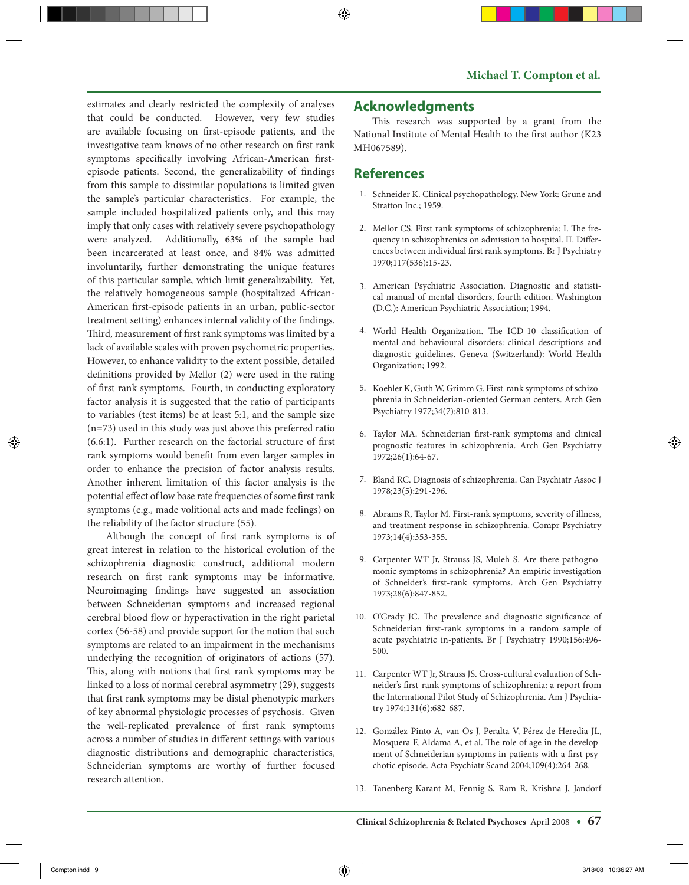estimates and clearly restricted the complexity of analyses that could be conducted. However, very few studies are available focusing on first-episode patients, and the investigative team knows of no other research on first rank symptoms specifically involving African-American first-episode patients. Second, the generalizability of findings from this sample to dissimilar populations is limited given the sample's particular characteristics. For example, the sample included hospitalized patients only, and this may imply that only cases with relatively severe psychopathology were analyzed. Additionally, 63% of the sample had been incarcerated at least once, and 84% was admitted involuntarily, further demonstrating the unique features of this particular sample, which limit generalizability. Yet, the relatively homogeneous sample (hospitalized African-American first-episode patients in an urban, public-sector treatment setting) enhances internal validity of the findings. Third, measurement of first rank symptoms was limited by a lack of available scales with proven psychometric properties. However, to enhance validity to the extent possible, detailed definitions provided by Mellor (2) were used in the rating of first rank symptoms. Fourth, in conducting exploratory factor analysis it is suggested that the ratio of participants to variables (test items) be at least 5:1, and the sample size (n=73) used in this study was just above this preferred ratio (6.6:1). Further research on the factorial structure of first rank symptoms would benefit from even larger samples in order to enhance the precision of factor analysis results. Another inherent limitation of this factor analysis is the potential effect of low base rate frequencies of some first rank symptoms (e.g., made volitional acts and made feelings) on the reliability of the factor structure (55).

Although the concept of first rank symptoms is of great interest in relation to the historical evolution of the schizophrenia diagnostic construct, additional modern research on first rank symptoms may be informative. Neuroimaging findings have suggested an association between Schneiderian symptoms and increased regional cerebral blood flow or hyperactivation in the right parietal cortex (56-58) and provide support for the notion that such symptoms are related to an impairment in the mechanisms underlying the recognition of originators of actions (57). This, along with notions that first rank symptoms may be linked to a loss of normal cerebral asymmetry (29), suggests that first rank symptoms may be distal phenotypic markers of key abnormal physiologic processes of psychosis. Given the well-replicated prevalence of first rank symptoms across a number of studies in different settings with various diagnostic distributions and demographic characteristics, Schneiderian symptoms are worthy of further focused research attention.

## Acknowledgments

This research was supported by a grant from the National Institute of Mental Health to the first author (K23 MH067589).

## References

1. Schneider K. Clinical psychopathology. New York: Grune and Stratton Inc.; 1959.
2. Mellor CS. First rank symptoms of schizophrenia: I. The frequency in schizophrenics on admission to hospital. II. Differences between individual first rank symptoms. Br J Psychiatry 1970;117(536):15-23.
3. American Psychiatric Association. Diagnostic and statistical manual of mental disorders, fourth edition. Washington (D.C.): American Psychiatric Association; 1994.
4. World Health Organization. The ICD-10 classification of mental and behavioural disorders: clinical descriptions and diagnostic guidelines. Geneva (Switzerland): World Health Organization; 1992.
5. Koehler K, Guth W, Grimm G. First-rank symptoms of schizophrenia in Schneiderian-oriented German centers. Arch Gen Psychiatry 1977;34(7):810-813.
6. Taylor MA. Schneiderian first-rank symptoms and clinical prognostic features in schizophrenia. Arch Gen Psychiatry 1972;26(1):64-67.
7. Bland RC. Diagnosis of schizophrenia. Can Psychiatr Assoc J 1978;23(5):291-296.
8. Abrams R, Taylor M. First-rank symptoms, severity of illness, and treatment response in schizophrenia. Compr Psychiatry 1973;14(4):353-355.
9. Carpenter WT Jr, Strauss JS, Muleh S. Are there pathognomonic symptoms in schizophrenia? An empiric investigation of Schneider's first-rank symptoms. Arch Gen Psychiatry 1973;28(6):847-852.
10. O'Grady JC. The prevalence and diagnostic significance of Schneiderian first-rank symptoms in a random sample of acute psychiatric in-patients. Br J Psychiatry 1990;156:496-500.
11. Carpenter WT Jr, Strauss JS. Cross-cultural evaluation of Schneider's first-rank symptoms of schizophrenia: a report from the International Pilot Study of Schizophrenia. Am J Psychiatry 1974;131(6):682-687.
12. González-Pinto A, van Os J, Peralta V, Pérez de Heredia JL, Mosquera F, Aldama A, et al. The role of age in the development of Schneiderian symptoms in patients with a first psychotic episode. Acta Psychiatr Scand 2004;109(4):264-268.
13. Tanenberg-Karant M, Fennig S, Ram R, Krishna J, Jandorf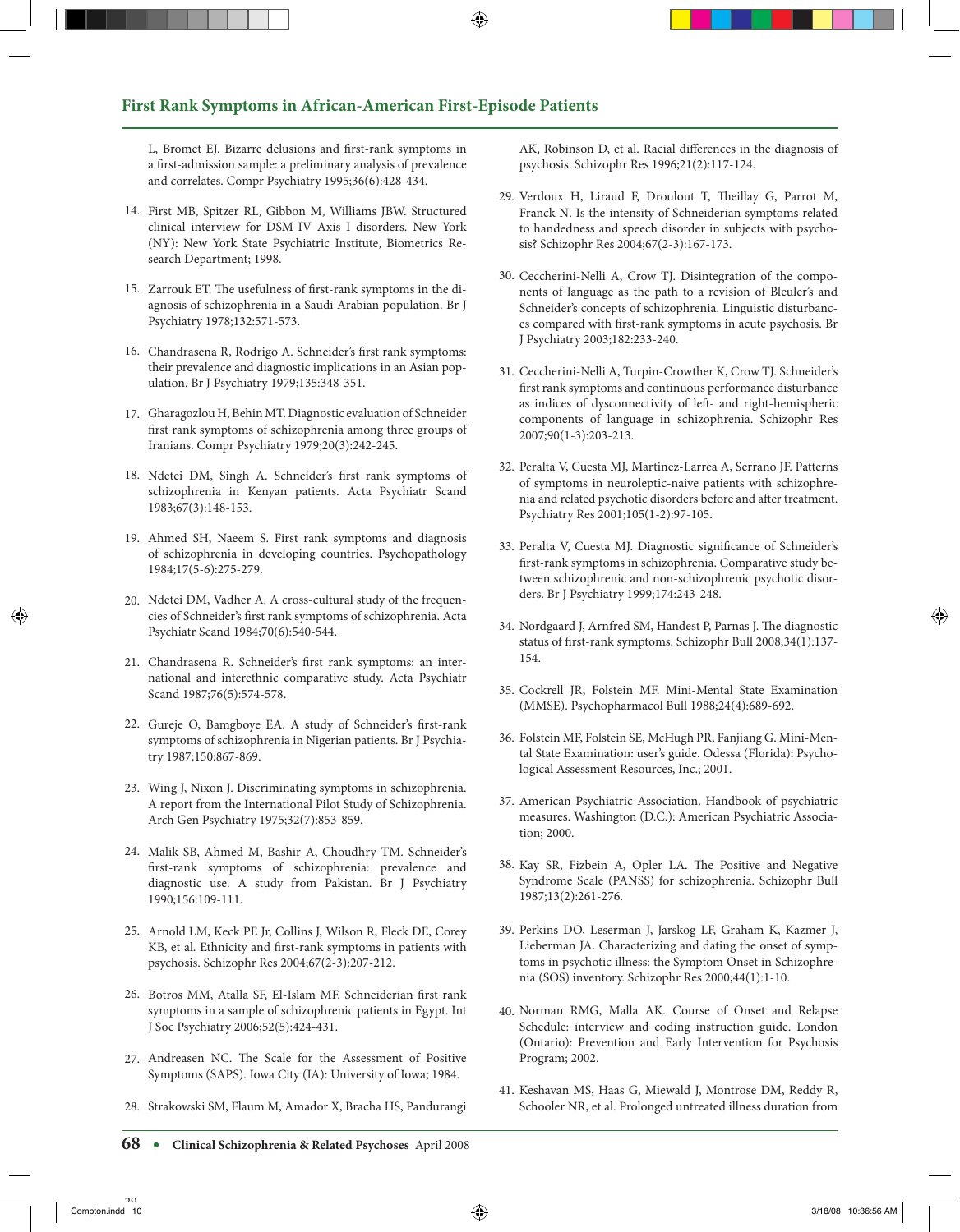L, Bromet EJ. Bizarre delusions and first-rank symptoms in a first-admission sample: a preliminary analysis of prevalence and correlates. Compr Psychiatry 1995;36(6):428-434.

14. First MB, Spitzer RL, Gibbon M, Williams JBW. Structured clinical interview for DSM-IV Axis I disorders. New York (NY): New York State Psychiatric Institute, Biometrics Research Department; 1998.

15. Zarrouk ET. The usefulness of first-rank symptoms in the diagnosis of schizophrenia in a Saudi Arabian population. Br J Psychiatry 1978;132:571-573.

16. Chandrasena R, Rodrigo A. Schneider's first rank symptoms: their prevalence and diagnostic implications in an Asian population. Br J Psychiatry 1979;135:348-351.

17. Gharagozlou H, Behin MT. Diagnostic evaluation of Schneider first rank symptoms of schizophrenia among three groups of Iranians. Compr Psychiatry 1979;20(3):242-245.

18. Ndetei DM, Singh A. Schneider's first rank symptoms of schizophrenia in Kenyan patients. Acta Psychiatr Scand 1983;67(3):148-153.

19. Ahmed SH, Naeem S. First rank symptoms and diagnosis of schizophrenia in developing countries. Psychopathology 1984;17(5-6):275-279.

20. Ndetei DM, Vadher A. A cross-cultural study of the frequencies of Schneider's first rank symptoms of schizophrenia. Acta Psychiatr Scand 1984;70(6):540-544.

21. Chandrasena R. Schneider's first rank symptoms: an international and interethnic comparative study. Acta Psychiatr Scand 1987;76(5):574-578.

22. Gureje O, Bamgboye EA. A study of Schneider's first-rank symptoms of schizophrenia in Nigerian patients. Br J Psychiatry 1987;150:867-869.

23. Wing J, Nixon J. Discriminating symptoms in schizophrenia. A report from the International Pilot Study of Schizophrenia. Arch Gen Psychiatry 1975;32(7):853-859.

24. Malik SB, Ahmed M, Bashir A, Choudhry TM. Schneider's first-rank symptoms of schizophrenia: prevalence and diagnostic use. A study from Pakistan. Br J Psychiatry 1990;156:109-111.

25. Arnold LM, Keck PE Jr, Collins J, Wilson R, Fleck DE, Corey KB, et al. Ethnicity and first-rank symptoms in patients with psychosis. Schizophr Res 2004;67(2-3):207-212.

26. Botros MM, Atalla SF, El-Islam MF. Schneiderian first rank symptoms in a sample of schizophrenic patients in Egypt. Int J Soc Psychiatry 2006;52(5):424-431.

27. Andreasen NC. The Scale for the Assessment of Positive Symptoms (SAPS). Iowa City (IA): University of Iowa; 1984.

28. Strakowski SM, Flaum M, Amador X, Bracha HS, Pandurangi AK, Robinson D, et al. Racial differences in the diagnosis of psychosis. Schizophr Res 1996;21(2):117-124.

29. Verdoux H, Liraud F, Droulout T, Theillay G, Parrot M, Franck N. Is the intensity of Schneiderian symptoms related to handedness and speech disorder in subjects with psychosis? Schizophr Res 2004;67(2-3):167-173.

30. Ceccherini-Nelli A, Crow TJ. Disintegration of the components of language as the path to a revision of Bleuler's and Schneider's concepts of schizophrenia. Linguistic disturbances compared with first-rank symptoms in acute psychosis. Br J Psychiatry 2003;182:233-240.

31. Ceccherini-Nelli A, Turpin-Crowther K, Crow TJ. Schneider's first rank symptoms and continuous performance disturbance as indices of dysconnectivity of left- and right-hemispheric components of language in schizophrenia. Schizophr Res 2007;90(1-3):203-213.

32. Peralta V, Cuesta MJ, Martinez-Larrea A, Serrano JF. Patterns of symptoms in neuroleptic-naive patients with schizophrenia and related psychotic disorders before and after treatment. Psychiatry Res 2001;105(1-2):97-105.

33. Peralta V, Cuesta MJ. Diagnostic significance of Schneider's first-rank symptoms in schizophrenia. Comparative study between schizophrenic and non-schizophrenic psychotic disorders. Br J Psychiatry 1999;174:243-248.

34. Nordgaard J, Arnfred SM, Handest P, Parnas J. The diagnostic status of first-rank symptoms. Schizophr Bull 2008;34(1):137-154.

35. Cockrell JR, Folstein MF. Mini-Mental State Examination (MMSE). Psychopharmacol Bull 1988;24(4):689-692.

36. Folstein MF, Folstein SE, McHugh PR, Fanjiang G. Mini-Mental State Examination: user's guide. Odessa (Florida): Psychological Assessment Resources, Inc.; 2001.

37. American Psychiatric Association. Handbook of psychiatric measures. Washington (D.C.): American Psychiatric Association; 2000.

38. Kay SR, Fizbein A, Opler LA. The Positive and Negative Syndrome Scale (PANSS) for schizophrenia. Schizophr Bull 1987;13(2):261-276.

39. Perkins DO, Leserman J, Jarskog LF, Graham K, Kazmer J, Lieberman JA. Characterizing and dating the onset of symptoms in psychotic illness: the Symptom Onset in Schizophrenia (SOS) inventory. Schizophr Res 2000;44(1):1-10.

40. Norman RMG, Malla AK. Course of Onset and Relapse Schedule: interview and coding instruction guide. London (Ontario): Prevention and Early Intervention for Psychosis Program; 2002.

41. Keshavan MS, Haas G, Miewald J, Montrose DM, Reddy R, Schooler NR, et al. Prolonged untreated illness duration from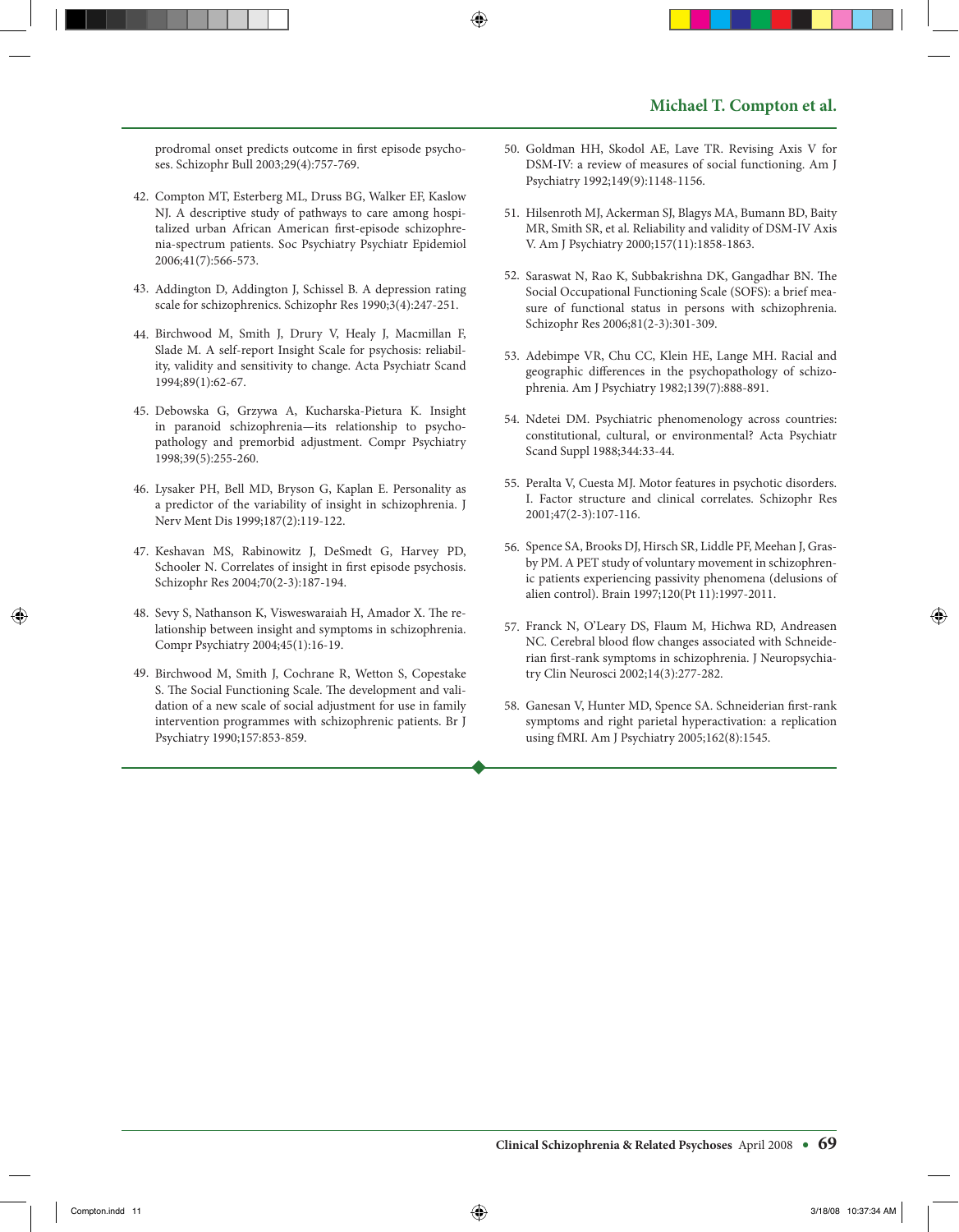prodromal onset predicts outcome in first episode psychoses. Schizophr Bull 2003;29(4):757-769.

42. Compton MT, Esterberg ML, Druss BG, Walker EF, Kaslow NJ. A descriptive study of pathways to care among hospitalized urban African American first-episode schizophrenia-spectrum patients. Soc Psychiatry Psychiatr Epidemiol 2006;41(7):566-573.

43. Addington D, Addington J, Schissel B. A depression rating scale for schizophrenics. Schizophr Res 1990;3(4):247-251.

44. Birchwood M, Smith J, Drury V, Healy J, Macmillan F, Slade M. A self-report Insight Scale for psychosis: reliability, validity and sensitivity to change. Acta Psychiatr Scand 1994;89(1):62-67.

45. Debowska G, Grzywa A, Kucharska-Pietura K. Insight in paranoid schizophrenia—its relationship to psychopathology and premorbid adjustment. Compr Psychiatry 1998;39(5):255-260.

46. Lysaker PH, Bell MD, Bryson G, Kaplan E. Personality as a predictor of the variability of insight in schizophrenia. J Nerv Ment Dis 1999;187(2):119-122.

47. Keshavan MS, Rabinowitz J, DeSmedt G, Harvey PD, Schooler N. Correlates of insight in first episode psychosis. Schizophr Res 2004;70(2-3):187-194.

48. Sevy S, Nathanson K, Visweswaraiah H, Amador X. The relationship between insight and symptoms in schizophrenia. Compr Psychiatry 2004;45(1):16-19.

49. Birchwood M, Smith J, Cochrane R, Wetton S, Copestake S. The Social Functioning Scale. The development and validation of a new scale of social adjustment for use in family intervention programmes with schizophrenic patients. Br J Psychiatry 1990;157:853-859.

50. Goldman HH, Skodol AE, Lave TR. Revising Axis V for DSM-IV: a review of measures of social functioning. Am J Psychiatry 1992;149(9):1148-1156.

51. Hilsenroth MJ, Ackerman SJ, Blagys MA, Bumann BD, Baity MR, Smith SR, et al. Reliability and validity of DSM-IV Axis V. Am J Psychiatry 2000;157(11):1858-1863.

52. Saraswat N, Rao K, Subbakrishna DK, Gangadhar BN. The Social Occupational Functioning Scale (SOFS): a brief measure of functional status in persons with schizophrenia. Schizophr Res 2006;81(2-3):301-309.

53. Adebimpe VR, Chu CC, Klein HE, Lange MH. Racial and geographic differences in the psychopathology of schizophrenia. Am J Psychiatry 1982;139(7):888-891.

54. Ndetei DM. Psychiatric phenomenology across countries: constitutional, cultural, or environmental? Acta Psychiatr Scand Suppl 1988;344:33-44.

55. Peralta V, Cuesta MJ. Motor features in psychotic disorders. I. Factor structure and clinical correlates. Schizophr Res 2001;47(2-3):107-116.

56. Spence SA, Brooks DJ, Hirsch SR, Liddle PF, Meehan J, Grasby PM. A PET study of voluntary movement in schizophrenic patients experiencing passivity phenomena (delusions of alien control). Brain 1997;120(Pt 11):1997-2011.

57. Franck N, O'Leary DS, Flaum M, Hichwa RD, Andreasen NC. Cerebral blood flow changes associated with Schneiderian first-rank symptoms in schizophrenia. J Neuropsychiatry Clin Neurosci 2002;14(3):277-282.

58. Ganesan V, Hunter MD, Spence SA. Schneiderian first-rank symptoms and right parietal hyperactivation: a replication using fMRI. Am J Psychiatry 2005;162(8):1545.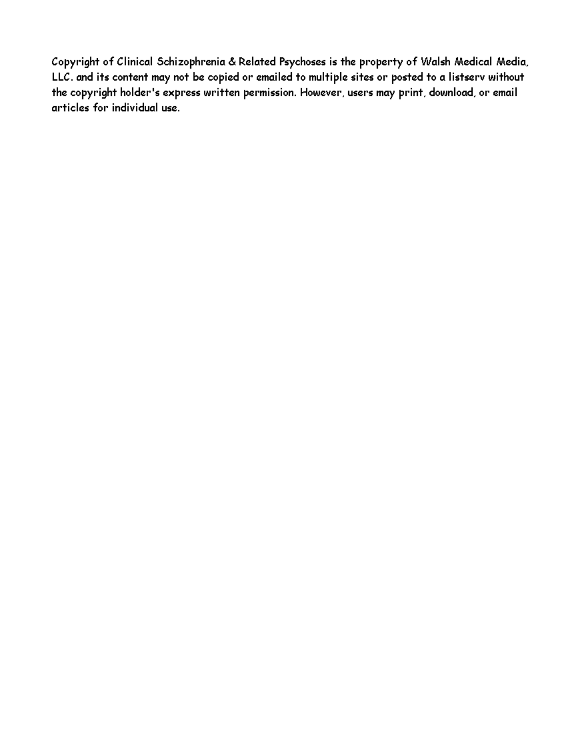Copyright of Clinical Schizophrenia & Related Psychoses is the property of Walsh Medical Media, LLC. and its content may not be copied or emailed to multiple sites or posted to a listserv without the copyright holder's express written permission. However, users may print, download, or email articles for individual use.